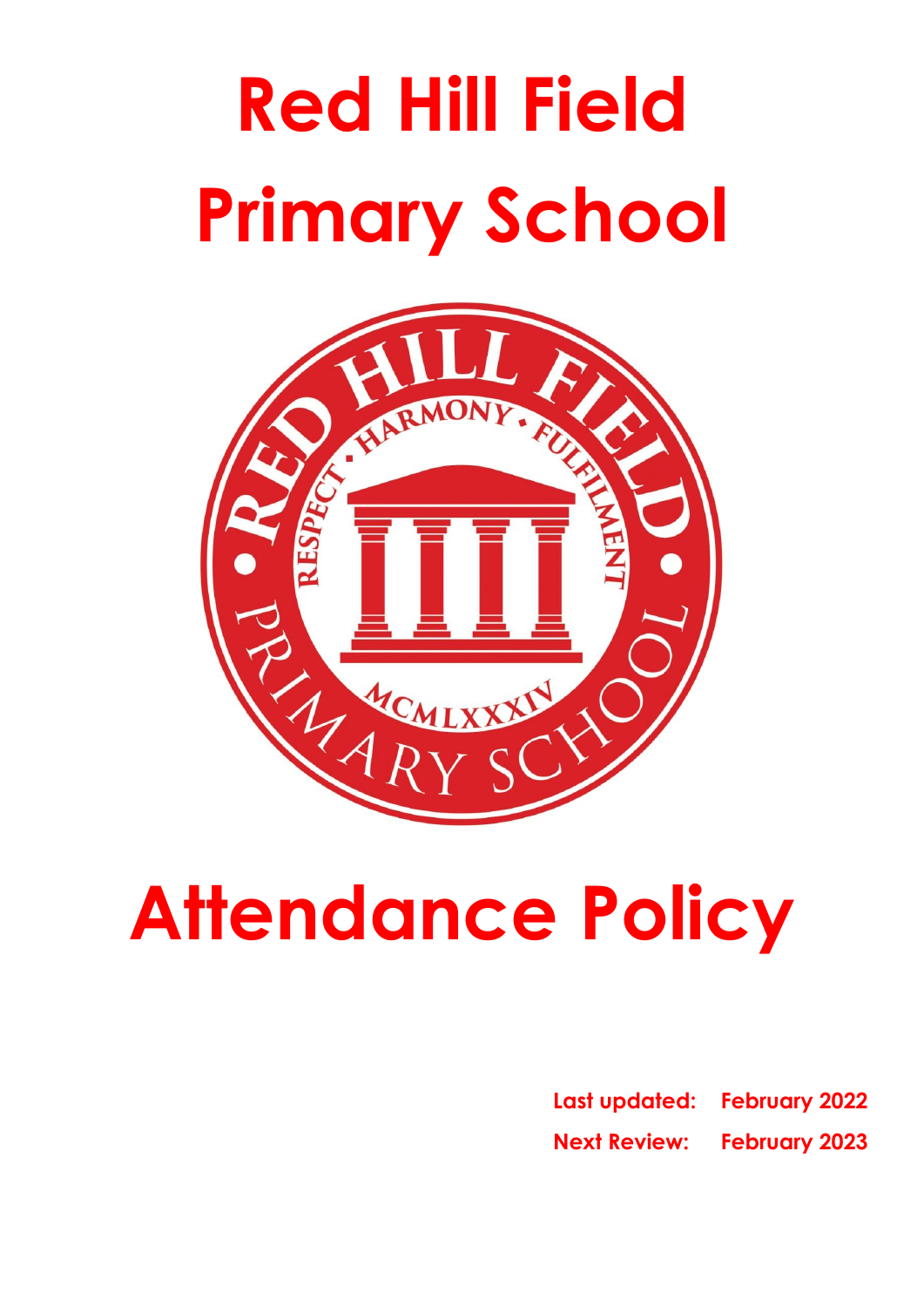# Red Hill Field Primary School

# Attendance Policy

**Last updated:** **February 2022**

**Next Review:** **February 2023**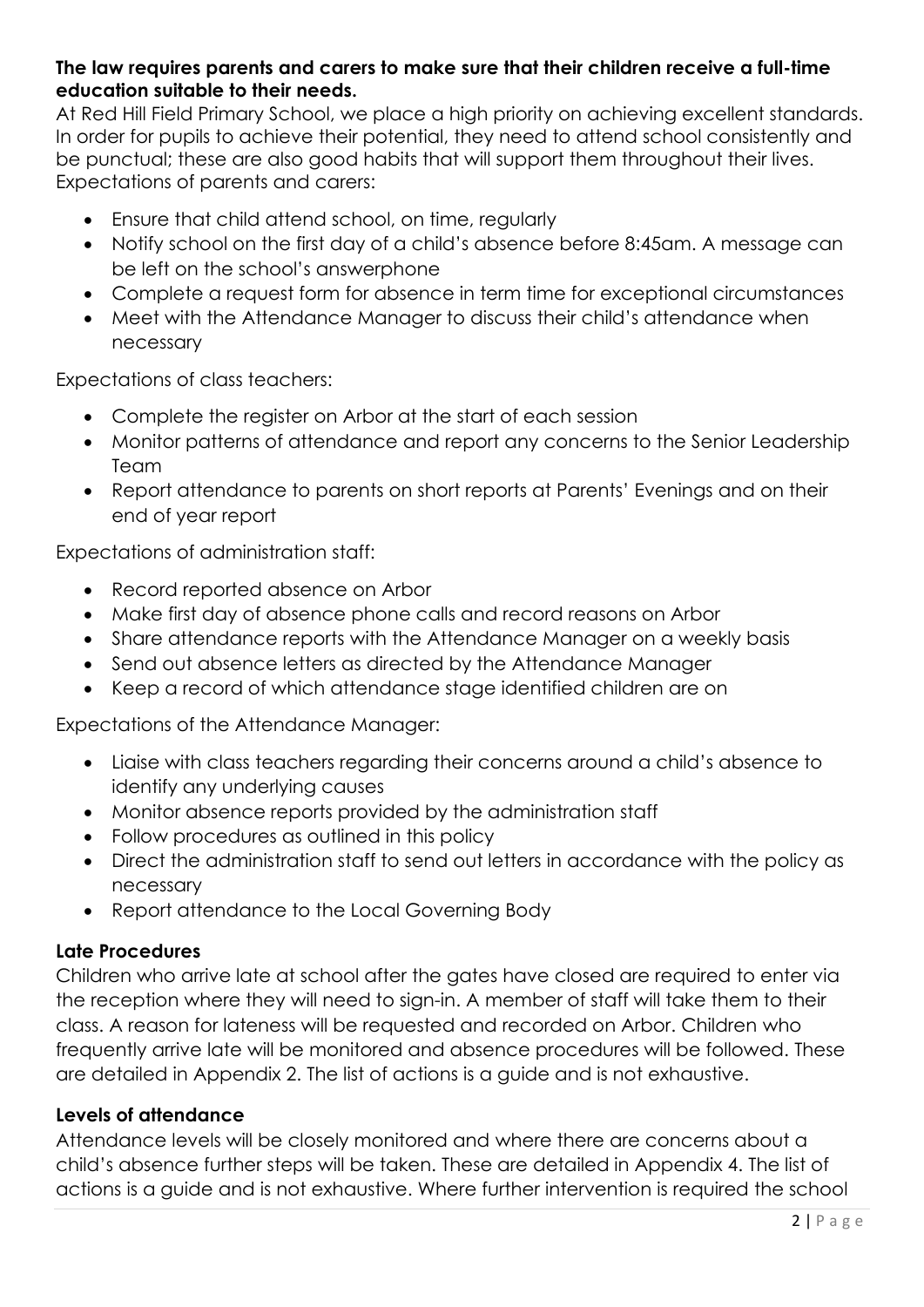**The law requires parents and carers to make sure that their children receive a full-time education suitable to their needs.**

At Red Hill Field Primary School, we place a high priority on achieving excellent standards. In order for pupils to achieve their potential, they need to attend school consistently and be punctual; these are also good habits that will support them throughout their lives.

Expectations of parents and carers:

- Ensure that child attend school, on time, regularly
- Notify school on the first day of a child's absence before 8:45am. A message can be left on the school's answerphone
- Complete a request form for absence in term time for exceptional circumstances
- Meet with the Attendance Manager to discuss their child's attendance when necessary

Expectations of class teachers:

- Complete the register on Arbor at the start of each session
- Monitor patterns of attendance and report any concerns to the Senior Leadership Team
- Report attendance to parents on short reports at Parents' Evenings and on their end of year report

Expectations of administration staff:

- Record reported absence on Arbor
- Make first day of absence phone calls and record reasons on Arbor
- Share attendance reports with the Attendance Manager on a weekly basis
- Send out absence letters as directed by the Attendance Manager
- Keep a record of which attendance stage identified children are on

Expectations of the Attendance Manager:

- Liaise with class teachers regarding their concerns around a child's absence to identify any underlying causes
- Monitor absence reports provided by the administration staff
- Follow procedures as outlined in this policy
- Direct the administration staff to send out letters in accordance with the policy as necessary
- Report attendance to the Local Governing Body

**Late Procedures**

Children who arrive late at school after the gates have closed are required to enter via the reception where they will need to sign-in. A member of staff will take them to their class. A reason for lateness will be requested and recorded on Arbor. Children who frequently arrive late will be monitored and absence procedures will be followed. These are detailed in Appendix 2. The list of actions is a guide and is not exhaustive.

**Levels of attendance**

Attendance levels will be closely monitored and where there are concerns about a child's absence further steps will be taken. These are detailed in Appendix 4. The list of actions is a guide and is not exhaustive. Where further intervention is required the school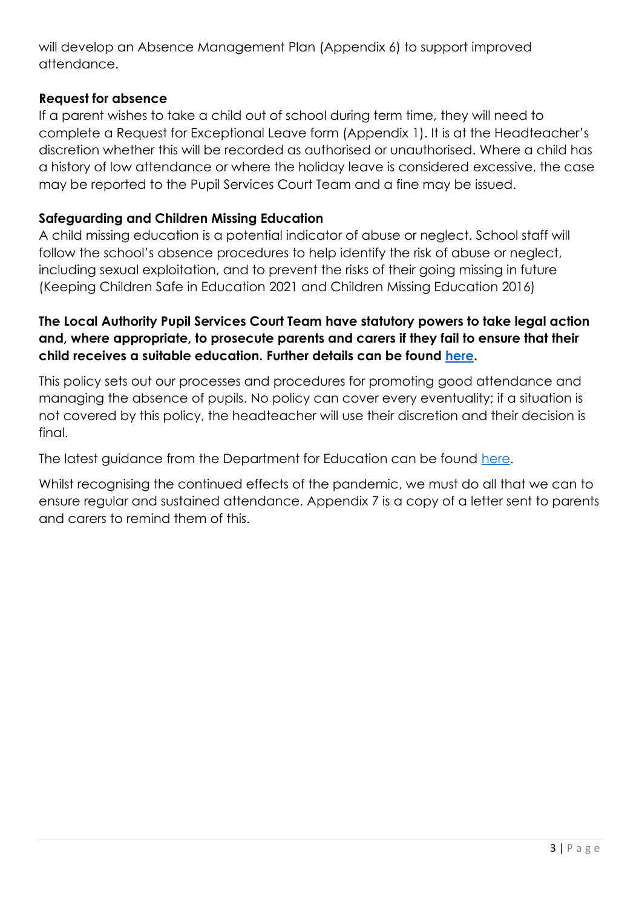will develop an Absence Management Plan (Appendix 6) to support improved attendance.

### Request for absence

If a parent wishes to take a child out of school during term time, they will need to complete a Request for Exceptional Leave form (Appendix 1). It is at the Headteacher's discretion whether this will be recorded as authorised or unauthorised. Where a child has a history of low attendance or where the holiday leave is considered excessive, the case may be reported to the Pupil Services Court Team and a fine may be issued.

### Safeguarding and Children Missing Education

A child missing education is a potential indicator of abuse or neglect. School staff will follow the school's absence procedures to help identify the risk of abuse or neglect, including sexual exploitation, and to prevent the risks of their going missing in future (Keeping Children Safe in Education 2021 and Children Missing Education 2016)

**The Local Authority Pupil Services Court Team have statutory powers to take legal action and, where appropriate, to prosecute parents and carers if they fail to ensure that their child receives a suitable education. Further details can be found here.**

This policy sets out our processes and procedures for promoting good attendance and managing the absence of pupils. No policy can cover every eventuality; if a situation is not covered by this policy, the headteacher will use their discretion and their decision is final.

The latest guidance from the Department for Education can be found here.

Whilst recognising the continued effects of the pandemic, we must do all that we can to ensure regular and sustained attendance. Appendix 7 is a copy of a letter sent to parents and carers to remind them of this.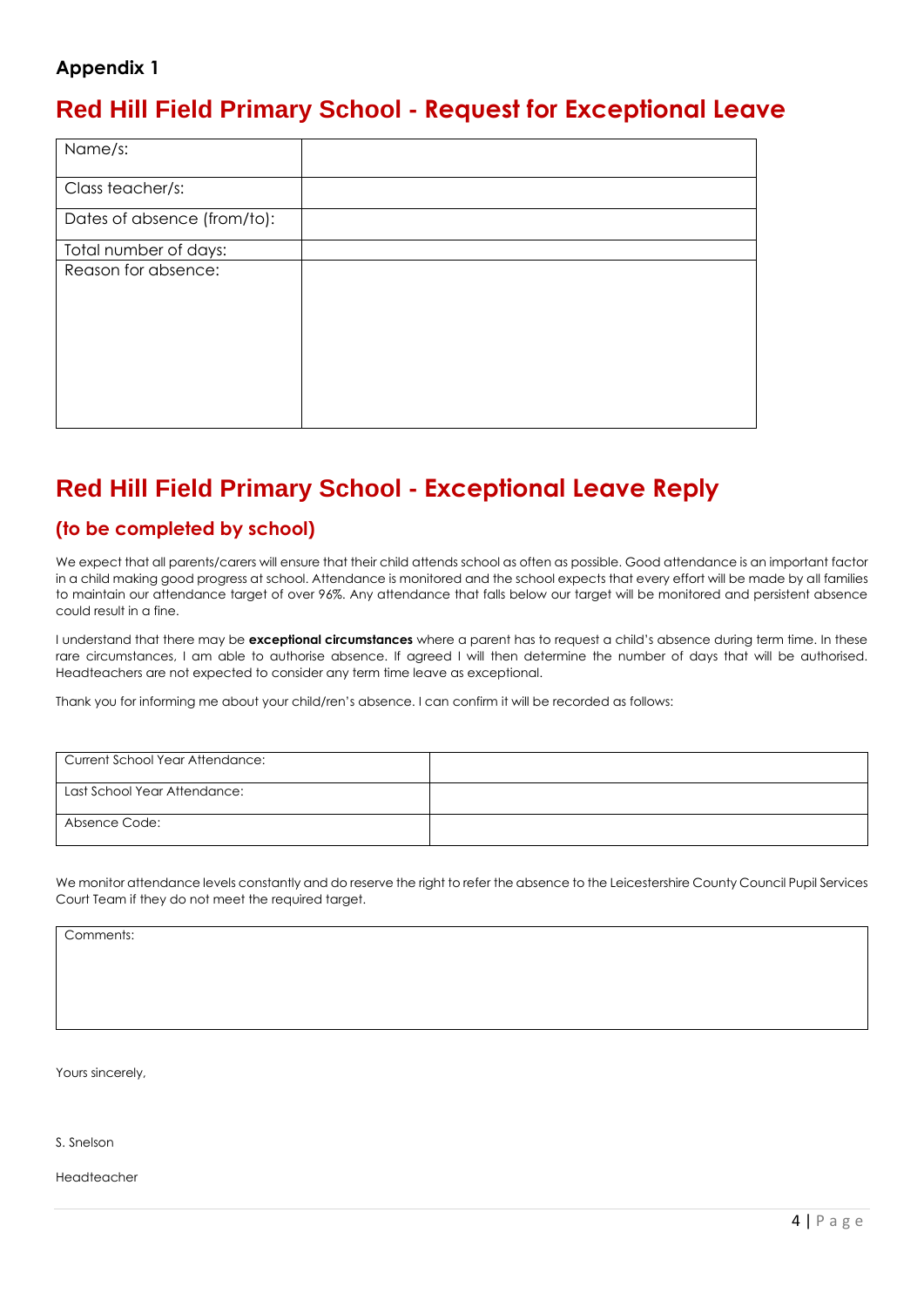**Appendix 1**

# Red Hill Field Primary School - Request for Exceptional Leave

| Name/s: | |
|---|---|
| Class teacher/s: | |
| Dates of absence (from/to): | |
| Total number of days: | |
| Reason for absence: | |

# Red Hill Field Primary School - Exceptional Leave Reply

## (to be completed by school)

We expect that all parents/carers will ensure that their child attends school as often as possible. Good attendance is an important factor in a child making good progress at school. Attendance is monitored and the school expects that every effort will be made by all families to maintain our attendance target of over 96%. Any attendance that falls below our target will be monitored and persistent absence could result in a fine.

I understand that there may be **exceptional circumstances** where a parent has to request a child's absence during term time. In these rare circumstances, I am able to authorise absence. If agreed I will then determine the number of days that will be authorised. Headteachers are not expected to consider any term time leave as exceptional.

Thank you for informing me about your child/ren's absence. I can confirm it will be recorded as follows:

| Current School Year Attendance: | |
|---|---|
| Last School Year Attendance: | |
| Absence Code: | |

We monitor attendance levels constantly and do reserve the right to refer the absence to the Leicestershire County Council Pupil Services Court Team if they do not meet the required target.

| Comments: |
|---|
| |

Yours sincerely,

S. Snelson

Headteacher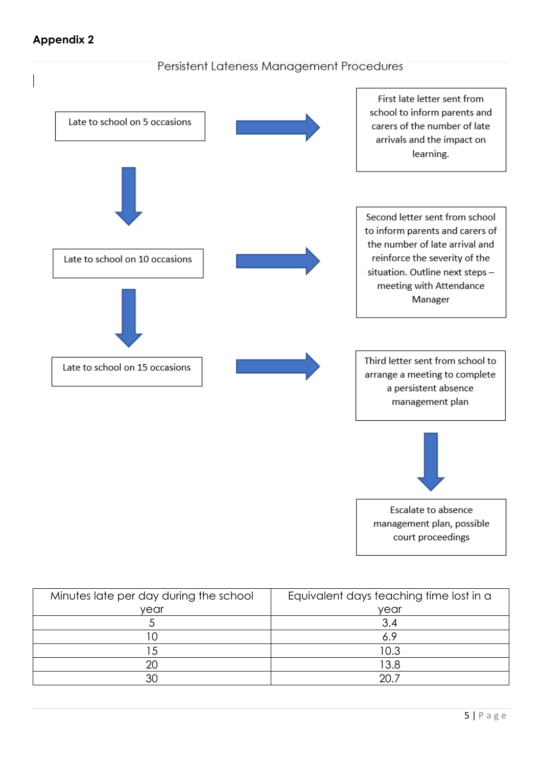**Appendix 2**

Persistent Lateness Management Procedures

Late to school on 5 occasions → First late letter sent from school to inform parents and carers of the number of late arrivals and the impact on learning.

↓

Late to school on 10 occasions → Second letter sent from school to inform parents and carers of the number of late arrival and reinforce the severity of the situation. Outline next steps – meeting with Attendance Manager

↓

Late to school on 15 occasions → Third letter sent from school to arrange a meeting to complete a persistent absence management plan

↓

Escalate to absence management plan, possible court proceedings

| Minutes late per day during the school year | Equivalent days teaching time lost in a year |
|---|---|
| 5 | 3.4 |
| 10 | 6.9 |
| 15 | 10.3 |
| 20 | 13.8 |
| 30 | 20.7 |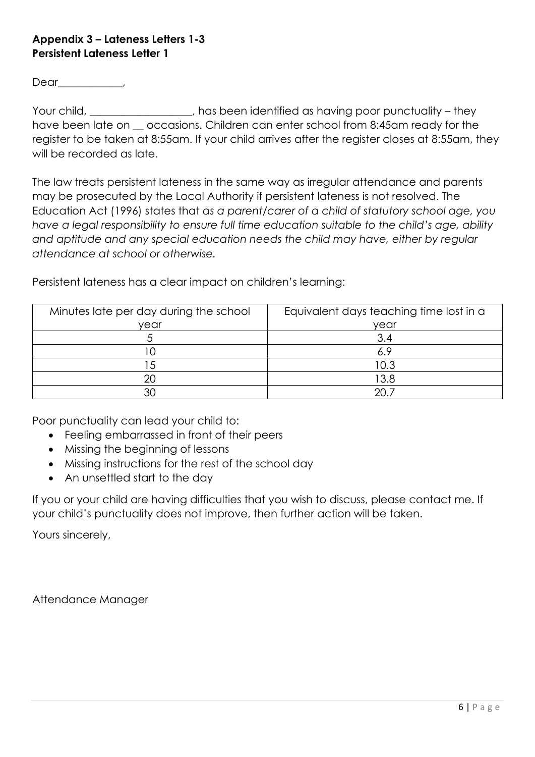**Appendix 3 – Lateness Letters 1-3**
**Persistent Lateness Letter 1**

Dear____________,

Your child, ___________________, has been identified as having poor punctuality – they have been late on __ occasions. Children can enter school from 8:45am ready for the register to be taken at 8:55am. If your child arrives after the register closes at 8:55am, they will be recorded as late.

The law treats persistent lateness in the same way as irregular attendance and parents may be prosecuted by the Local Authority if persistent lateness is not resolved. The Education Act (1996) states that *as a parent/carer of a child of statutory school age, you have a legal responsibility to ensure full time education suitable to the child's age, ability and aptitude and any special education needs the child may have, either by regular attendance at school or otherwise.*

Persistent lateness has a clear impact on children's learning:

| Minutes late per day during the school year | Equivalent days teaching time lost in a year |
| --- | --- |
| 5 | 3.4 |
| 10 | 6.9 |
| 15 | 10.3 |
| 20 | 13.8 |
| 30 | 20.7 |

Poor punctuality can lead your child to:

- Feeling embarrassed in front of their peers
- Missing the beginning of lessons
- Missing instructions for the rest of the school day
- An unsettled start to the day

If you or your child are having difficulties that you wish to discuss, please contact me. If your child's punctuality does not improve, then further action will be taken.

Yours sincerely,

Attendance Manager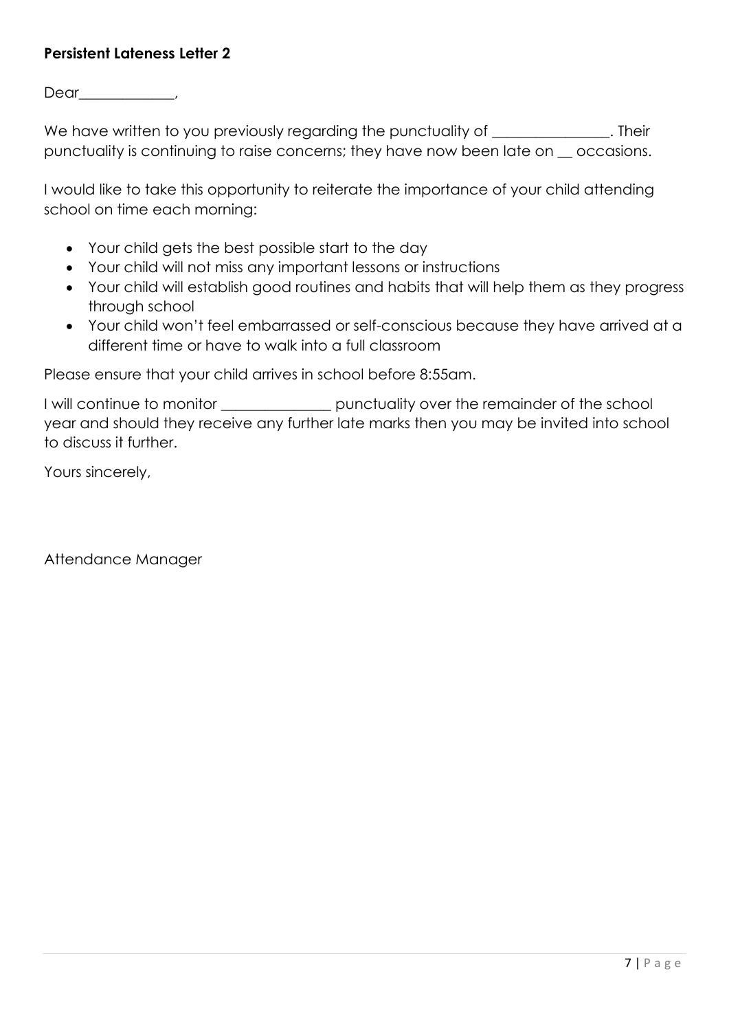**Persistent Lateness Letter 2**

Dear_____________,

We have written to you previously regarding the punctuality of ________________. Their punctuality is continuing to raise concerns; they have now been late on __ occasions.

I would like to take this opportunity to reiterate the importance of your child attending school on time each morning:

- Your child gets the best possible start to the day
- Your child will not miss any important lessons or instructions
- Your child will establish good routines and habits that will help them as they progress through school
- Your child won't feel embarrassed or self-conscious because they have arrived at a different time or have to walk into a full classroom

Please ensure that your child arrives in school before 8:55am.

I will continue to monitor _______________ punctuality over the remainder of the school year and should they receive any further late marks then you may be invited into school to discuss it further.

Yours sincerely,

Attendance Manager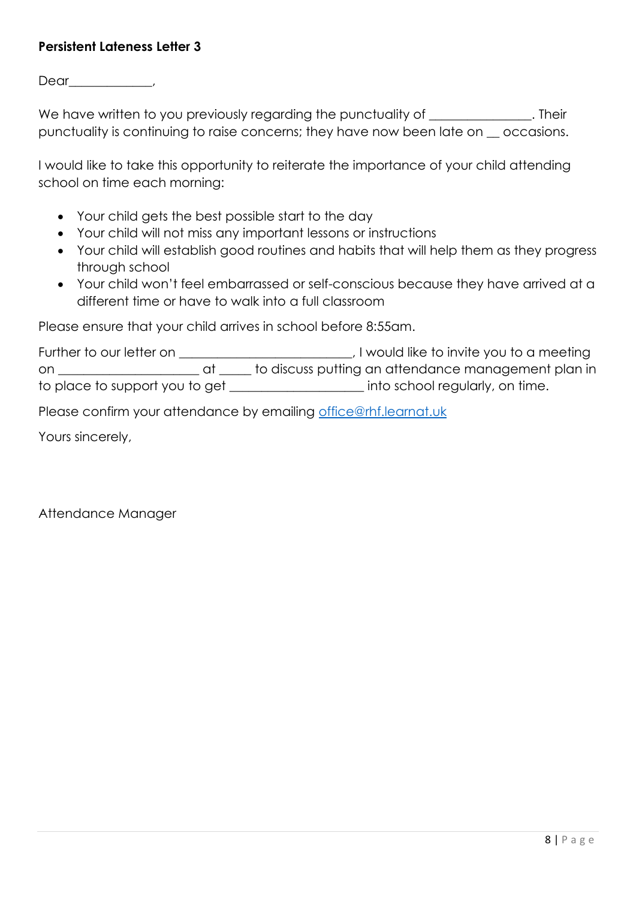**Persistent Lateness Letter 3**

Dear_____________,

We have written to you previously regarding the punctuality of _______________. Their punctuality is continuing to raise concerns; they have now been late on __ occasions.

I would like to take this opportunity to reiterate the importance of your child attending school on time each morning:

- Your child gets the best possible start to the day
- Your child will not miss any important lessons or instructions
- Your child will establish good routines and habits that will help them as they progress through school
- Your child won't feel embarrassed or self-conscious because they have arrived at a different time or have to walk into a full classroom

Please ensure that your child arrives in school before 8:55am.

Further to our letter on __________________________, I would like to invite you to a meeting on _____________________ at _____ to discuss putting an attendance management plan in to place to support you to get ____________________ into school regularly, on time.

Please confirm your attendance by emailing office@rhf.learnat.uk

Yours sincerely,

Attendance Manager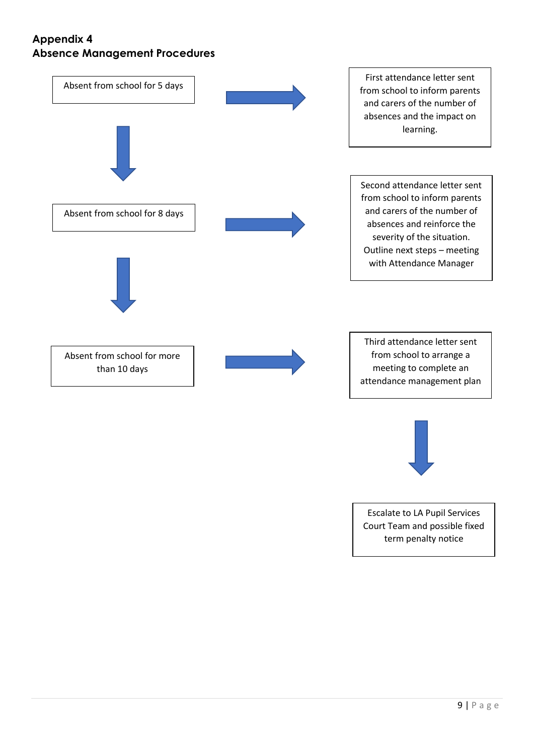## Appendix 4
## Absence Management Procedures

| Absence | Action |
| --- | --- |
| Absent from school for 5 days | First attendance letter sent from school to inform parents and carers of the number of absences and the impact on learning. |
| Absent from school for 8 days | Second attendance letter sent from school to inform parents and carers of the number of absences and reinforce the severity of the situation. Outline next steps – meeting with Attendance Manager |
| Absent from school for more than 10 days | Third attendance letter sent from school to arrange a meeting to complete an attendance management plan |
| | Escalate to LA Pupil Services Court Team and possible fixed term penalty notice |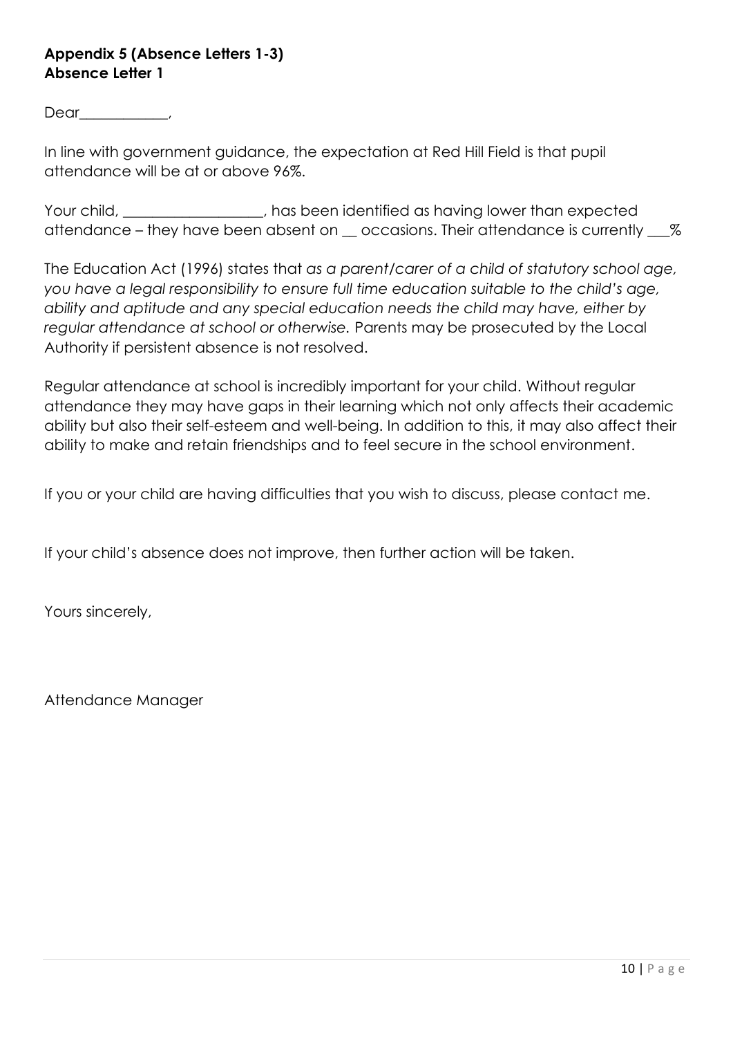**Appendix 5 (Absence Letters 1-3)**
**Absence Letter 1**

Dear____________,

In line with government guidance, the expectation at Red Hill Field is that pupil attendance will be at or above 96%.

Your child, __________________, has been identified as having lower than expected attendance – they have been absent on __ occasions. Their attendance is currently ___%

The Education Act (1996) states that *as a parent/carer of a child of statutory school age, you have a legal responsibility to ensure full time education suitable to the child's age, ability and aptitude and any special education needs the child may have, either by regular attendance at school or otherwise.* Parents may be prosecuted by the Local Authority if persistent absence is not resolved.

Regular attendance at school is incredibly important for your child. Without regular attendance they may have gaps in their learning which not only affects their academic ability but also their self-esteem and well-being. In addition to this, it may also affect their ability to make and retain friendships and to feel secure in the school environment.

If you or your child are having difficulties that you wish to discuss, please contact me.

If your child's absence does not improve, then further action will be taken.

Yours sincerely,

Attendance Manager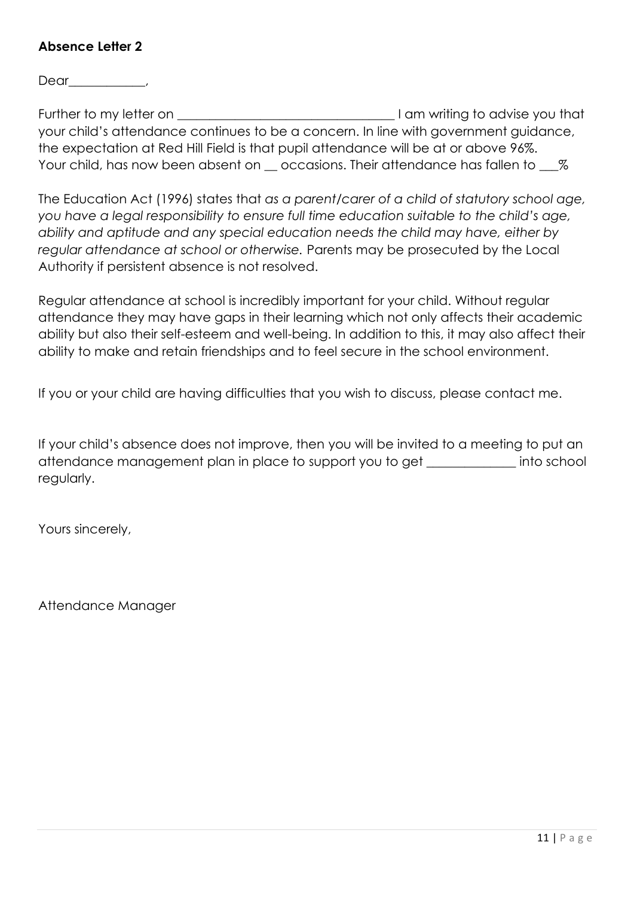**Absence Letter 2**

Dear____________,

Further to my letter on __________________________________ I am writing to advise you that your child's attendance continues to be a concern. In line with government guidance, the expectation at Red Hill Field is that pupil attendance will be at or above 96%. Your child, has now been absent on __ occasions. Their attendance has fallen to ___%

The Education Act (1996) states that *as a parent/carer of a child of statutory school age, you have a legal responsibility to ensure full time education suitable to the child's age, ability and aptitude and any special education needs the child may have, either by regular attendance at school or otherwise.* Parents may be prosecuted by the Local Authority if persistent absence is not resolved.

Regular attendance at school is incredibly important for your child. Without regular attendance they may have gaps in their learning which not only affects their academic ability but also their self-esteem and well-being. In addition to this, it may also affect their ability to make and retain friendships and to feel secure in the school environment.

If you or your child are having difficulties that you wish to discuss, please contact me.

If your child's absence does not improve, then you will be invited to a meeting to put an attendance management plan in place to support you to get ______________ into school regularly.

Yours sincerely,

Attendance Manager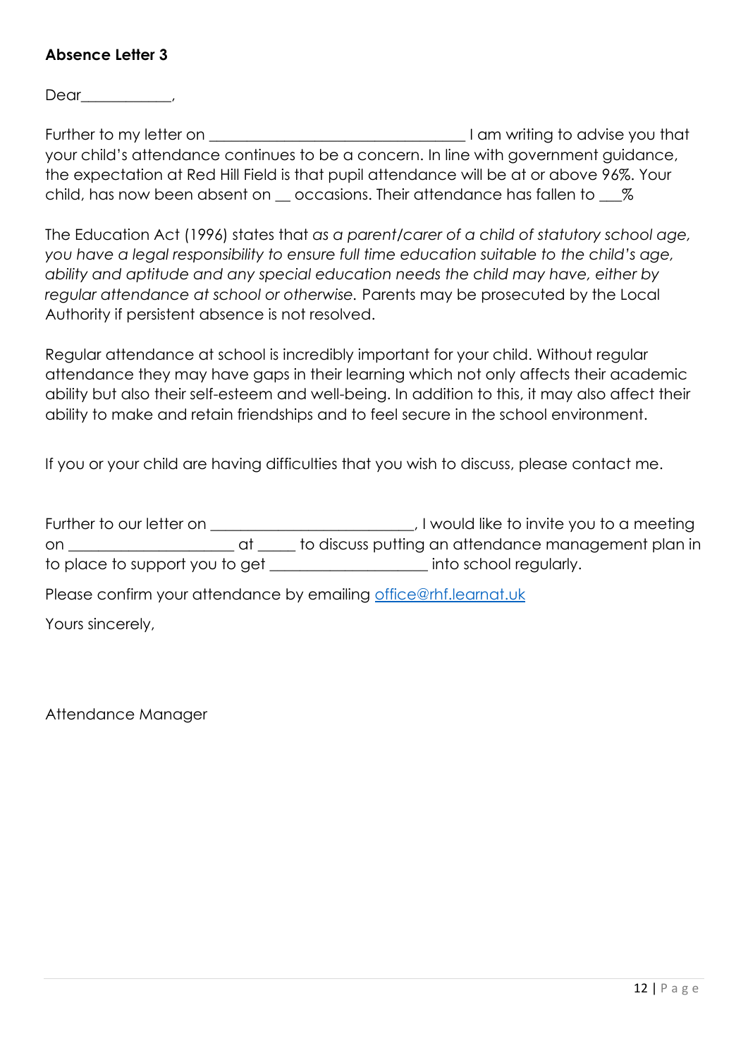**Absence Letter 3**

Dear____________,

Further to my letter on __________________________________ I am writing to advise you that your child's attendance continues to be a concern. In line with government guidance, the expectation at Red Hill Field is that pupil attendance will be at or above 96%. Your child, has now been absent on __ occasions. Their attendance has fallen to ___%

The Education Act (1996) states that *as a parent/carer of a child of statutory school age, you have a legal responsibility to ensure full time education suitable to the child's age, ability and aptitude and any special education needs the child may have, either by regular attendance at school or otherwise.* Parents may be prosecuted by the Local Authority if persistent absence is not resolved.

Regular attendance at school is incredibly important for your child. Without regular attendance they may have gaps in their learning which not only affects their academic ability but also their self-esteem and well-being. In addition to this, it may also affect their ability to make and retain friendships and to feel secure in the school environment.

If you or your child are having difficulties that you wish to discuss, please contact me.

Further to our letter on __________________________, I would like to invite you to a meeting on _____________________ at _____ to discuss putting an attendance management plan in to place to support you to get ____________________ into school regularly.

Please confirm your attendance by emailing office@rhf.learnat.uk

Yours sincerely,

Attendance Manager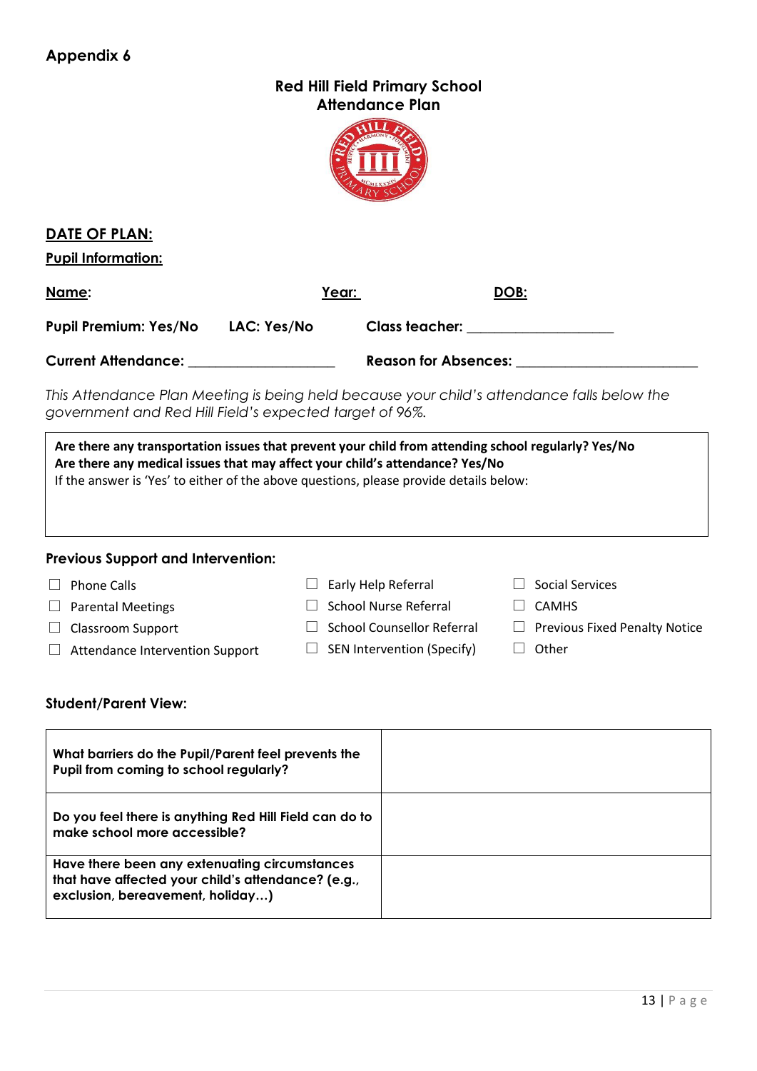## Appendix 6

### Red Hill Field Primary School
### Attendance Plan

**DATE OF PLAN:**

**Pupil Information:**

**Name:** **Year:** **DOB:**

**Pupil Premium: Yes/No** **LAC: Yes/No** **Class teacher:** ____________________

**Current Attendance:** ____________________ **Reason for Absences:** ________________________

*This Attendance Plan Meeting is being held because your child's attendance falls below the government and Red Hill Field's expected target of 96%.*

| **Are there any transportation issues that prevent your child from attending school regularly? Yes/No**<br>**Are there any medical issues that may affect your child's attendance? Yes/No**<br>If the answer is 'Yes' to either of the above questions, please provide details below: |
|---|

**Previous Support and Intervention:**

- ☐ Phone Calls
- ☐ Parental Meetings
- ☐ Classroom Support
- ☐ Attendance Intervention Support
- ☐ Early Help Referral
- ☐ School Nurse Referral
- ☐ School Counsellor Referral
- ☐ SEN Intervention (Specify)
- ☐ Social Services
- ☐ CAMHS
- ☐ Previous Fixed Penalty Notice
- ☐ Other

**Student/Parent View:**

| | |
|---|---|
| **What barriers do the Pupil/Parent feel prevents the Pupil from coming to school regularly?** | |
| **Do you feel there is anything Red Hill Field can do to make school more accessible?** | |
| **Have there been any extenuating circumstances that have affected your child's attendance? (e.g., exclusion, bereavement, holiday…)** | |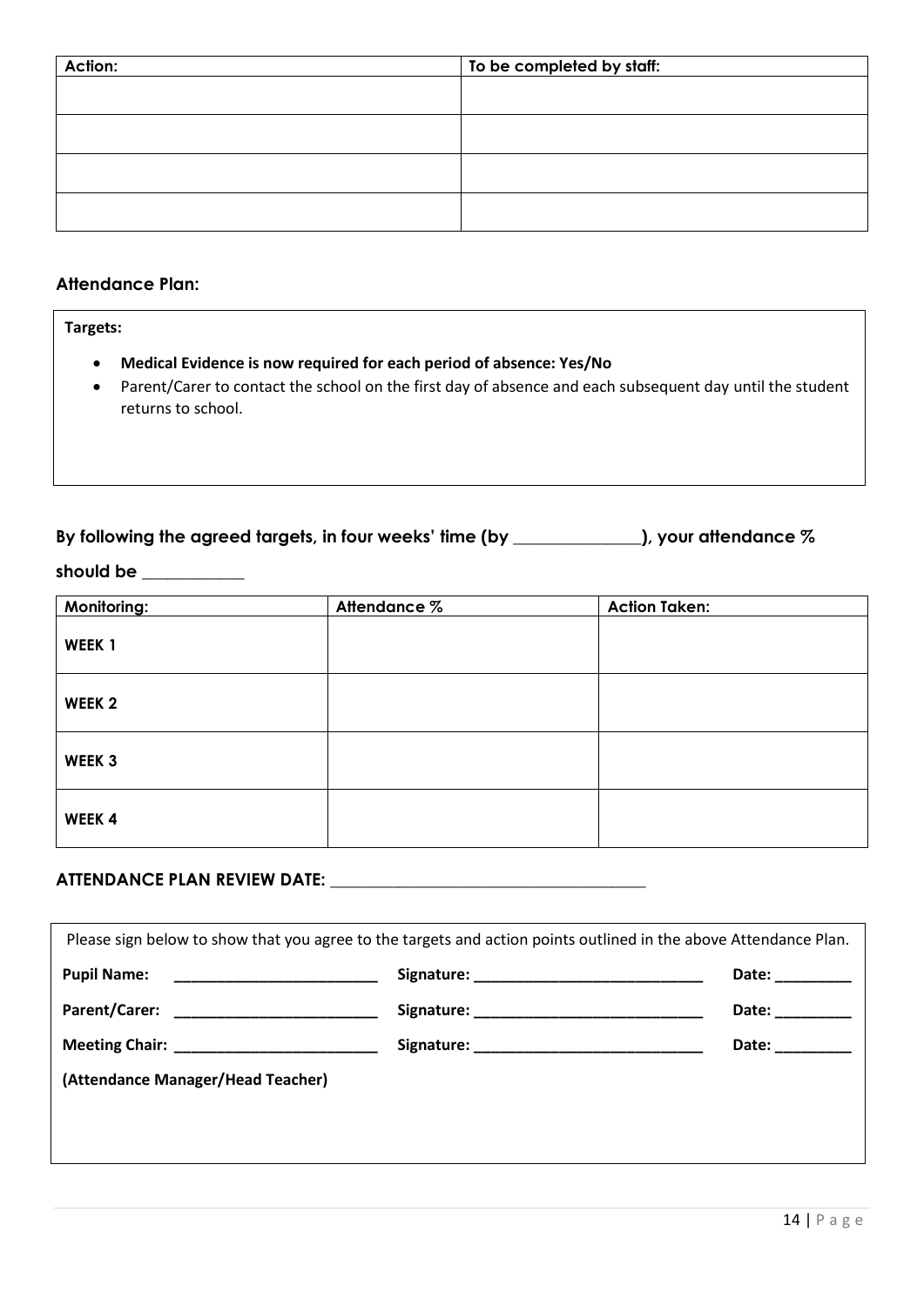| Action: | To be completed by staff: |
| --- | --- |
| | |
| | |
| | |
| | |

### Attendance Plan:

**Targets:**

- **Medical Evidence is now required for each period of absence: Yes/No**
- Parent/Carer to contact the school on the first day of absence and each subsequent day until the student returns to school.

**By following the agreed targets, in four weeks' time (by \_\_\_\_\_\_\_\_\_\_\_\_\_\_), your attendance % should be \_\_\_\_\_\_\_\_\_\_\_\_**

| Monitoring: | Attendance % | Action Taken: |
| --- | --- | --- |
| **WEEK 1** | | |
| **WEEK 2** | | |
| **WEEK 3** | | |
| **WEEK 4** | | |

**ATTENDANCE PLAN REVIEW DATE: \_\_\_\_\_\_\_\_\_\_\_\_\_\_\_\_\_\_\_\_\_\_\_\_\_\_\_\_\_\_\_\_\_\_\_\_\_\_**

Please sign below to show that you agree to the targets and action points outlined in the above Attendance Plan.

**Pupil Name:** \_\_\_\_\_\_\_\_\_\_\_\_\_\_\_\_\_\_\_\_\_\_\_\_\_ **Signature:** \_\_\_\_\_\_\_\_\_\_\_\_\_\_\_\_\_\_\_\_\_\_\_\_\_\_\_\_ **Date:** \_\_\_\_\_\_\_\_\_

**Parent/Carer:** \_\_\_\_\_\_\_\_\_\_\_\_\_\_\_\_\_\_\_\_\_\_\_\_\_ **Signature:** \_\_\_\_\_\_\_\_\_\_\_\_\_\_\_\_\_\_\_\_\_\_\_\_\_\_\_\_ **Date:** \_\_\_\_\_\_\_\_\_

**Meeting Chair:** \_\_\_\_\_\_\_\_\_\_\_\_\_\_\_\_\_\_\_\_\_\_\_\_\_ **Signature:** \_\_\_\_\_\_\_\_\_\_\_\_\_\_\_\_\_\_\_\_\_\_\_\_\_\_\_\_ **Date:** \_\_\_\_\_\_\_\_\_

**(Attendance Manager/Head Teacher)**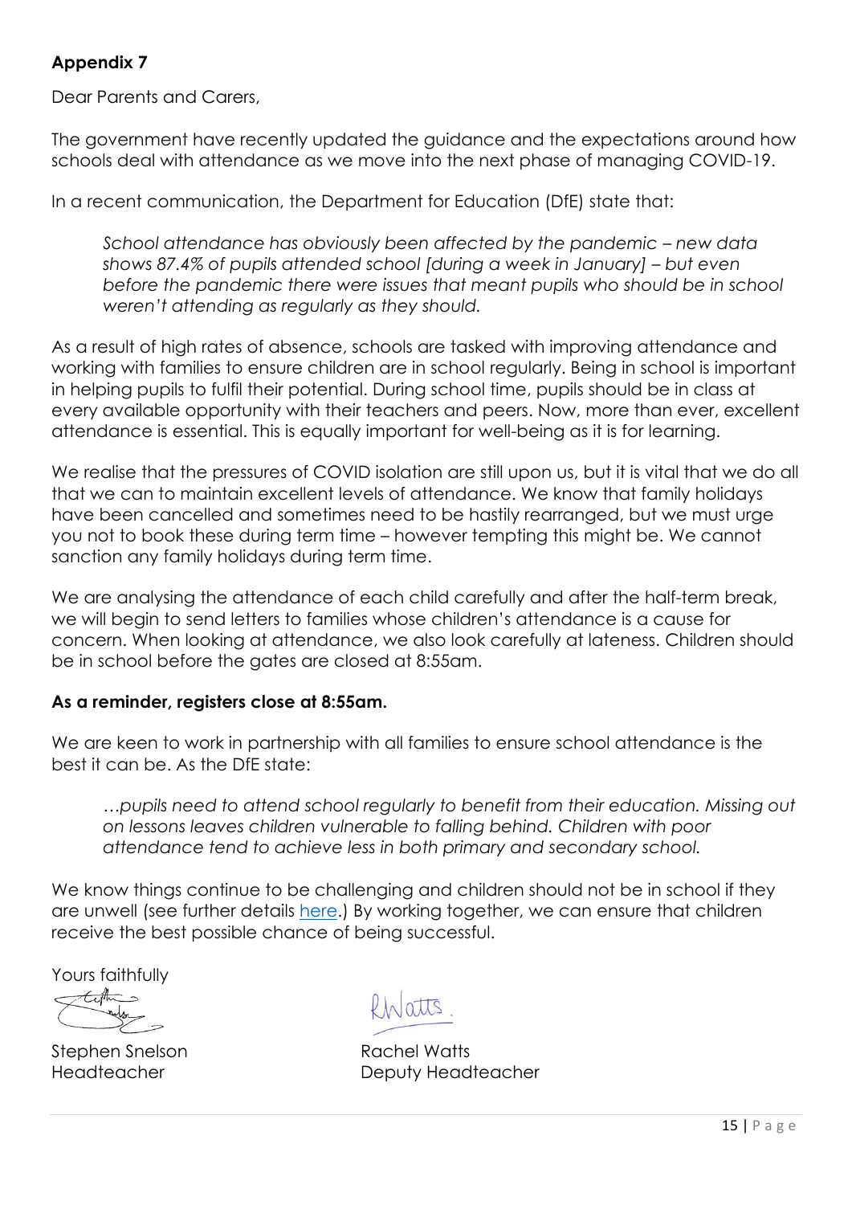**Appendix 7**

Dear Parents and Carers,

The government have recently updated the guidance and the expectations around how schools deal with attendance as we move into the next phase of managing COVID-19.

In a recent communication, the Department for Education (DfE) state that:

> *School attendance has obviously been affected by the pandemic – new data shows 87.4% of pupils attended school [during a week in January] – but even before the pandemic there were issues that meant pupils who should be in school weren't attending as regularly as they should.*

As a result of high rates of absence, schools are tasked with improving attendance and working with families to ensure children are in school regularly. Being in school is important in helping pupils to fulfil their potential. During school time, pupils should be in class at every available opportunity with their teachers and peers. Now, more than ever, excellent attendance is essential. This is equally important for well-being as it is for learning.

We realise that the pressures of COVID isolation are still upon us, but it is vital that we do all that we can to maintain excellent levels of attendance. We know that family holidays have been cancelled and sometimes need to be hastily rearranged, but we must urge you not to book these during term time – however tempting this might be. We cannot sanction any family holidays during term time.

We are analysing the attendance of each child carefully and after the half-term break, we will begin to send letters to families whose children's attendance is a cause for concern. When looking at attendance, we also look carefully at lateness. Children should be in school before the gates are closed at 8:55am.

**As a reminder, registers close at 8:55am.**

We are keen to work in partnership with all families to ensure school attendance is the best it can be. As the DfE state:

> *…pupils need to attend school regularly to benefit from their education. Missing out on lessons leaves children vulnerable to falling behind. Children with poor attendance tend to achieve less in both primary and secondary school.*

We know things continue to be challenging and children should not be in school if they are unwell (see further details here.) By working together, we can ensure that children receive the best possible chance of being successful.

Yours faithfully

Stephen Snelson
Headteacher

Rachel Watts
Deputy Headteacher